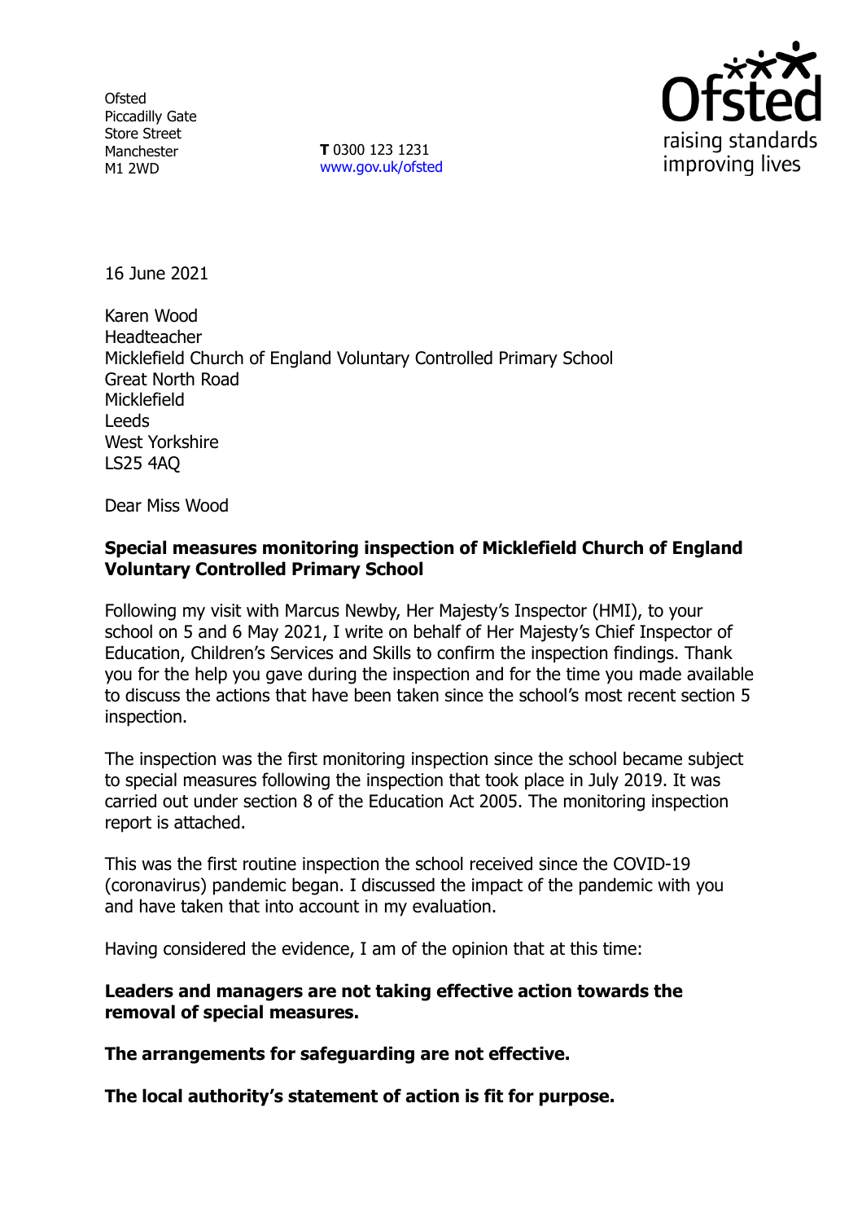Ofsted
Piccadilly Gate
Store Street
Manchester
M1 2WD

**T** 0300 123 1231
www.gov.uk/ofsted

16 June 2021

Karen Wood
Headteacher
Micklefield Church of England Voluntary Controlled Primary School
Great North Road
Micklefield
Leeds
West Yorkshire
LS25 4AQ

Dear Miss Wood

**Special measures monitoring inspection of Micklefield Church of England Voluntary Controlled Primary School**

Following my visit with Marcus Newby, Her Majesty's Inspector (HMI), to your school on 5 and 6 May 2021, I write on behalf of Her Majesty's Chief Inspector of Education, Children's Services and Skills to confirm the inspection findings. Thank you for the help you gave during the inspection and for the time you made available to discuss the actions that have been taken since the school's most recent section 5 inspection.

The inspection was the first monitoring inspection since the school became subject to special measures following the inspection that took place in July 2019. It was carried out under section 8 of the Education Act 2005. The monitoring inspection report is attached.

This was the first routine inspection the school received since the COVID-19 (coronavirus) pandemic began. I discussed the impact of the pandemic with you and have taken that into account in my evaluation.

Having considered the evidence, I am of the opinion that at this time:

**Leaders and managers are not taking effective action towards the removal of special measures.**

**The arrangements for safeguarding are not effective.**

**The local authority's statement of action is fit for purpose.**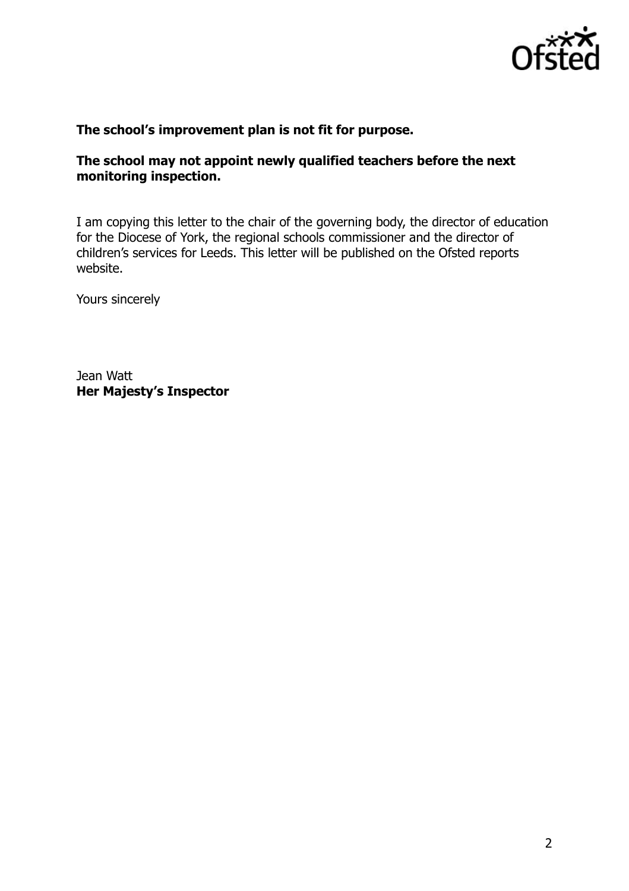**The school's improvement plan is not fit for purpose.**

**The school may not appoint newly qualified teachers before the next monitoring inspection.**

I am copying this letter to the chair of the governing body, the director of education for the Diocese of York, the regional schools commissioner and the director of children's services for Leeds. This letter will be published on the Ofsted reports website.

Yours sincerely

Jean Watt
**Her Majesty's Inspector**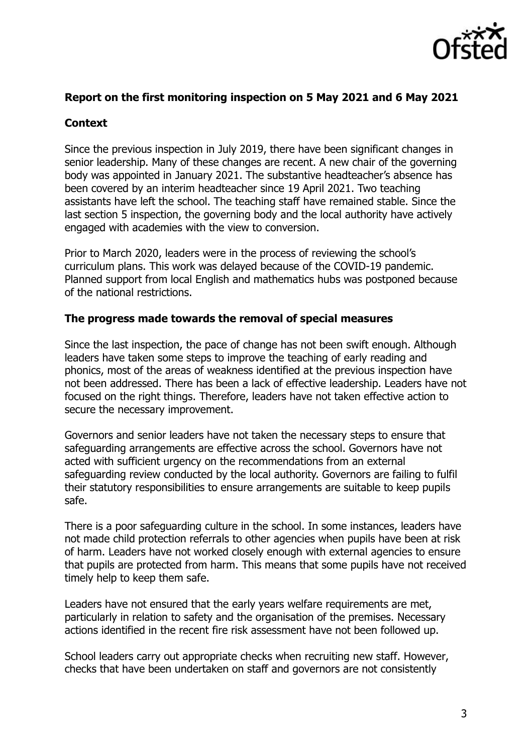**Report on the first monitoring inspection on 5 May 2021 and 6 May 2021**

**Context**

Since the previous inspection in July 2019, there have been significant changes in senior leadership. Many of these changes are recent. A new chair of the governing body was appointed in January 2021. The substantive headteacher's absence has been covered by an interim headteacher since 19 April 2021. Two teaching assistants have left the school. The teaching staff have remained stable. Since the last section 5 inspection, the governing body and the local authority have actively engaged with academies with the view to conversion.

Prior to March 2020, leaders were in the process of reviewing the school's curriculum plans. This work was delayed because of the COVID-19 pandemic. Planned support from local English and mathematics hubs was postponed because of the national restrictions.

**The progress made towards the removal of special measures**

Since the last inspection, the pace of change has not been swift enough. Although leaders have taken some steps to improve the teaching of early reading and phonics, most of the areas of weakness identified at the previous inspection have not been addressed. There has been a lack of effective leadership. Leaders have not focused on the right things. Therefore, leaders have not taken effective action to secure the necessary improvement.

Governors and senior leaders have not taken the necessary steps to ensure that safeguarding arrangements are effective across the school. Governors have not acted with sufficient urgency on the recommendations from an external safeguarding review conducted by the local authority. Governors are failing to fulfil their statutory responsibilities to ensure arrangements are suitable to keep pupils safe.

There is a poor safeguarding culture in the school. In some instances, leaders have not made child protection referrals to other agencies when pupils have been at risk of harm. Leaders have not worked closely enough with external agencies to ensure that pupils are protected from harm. This means that some pupils have not received timely help to keep them safe.

Leaders have not ensured that the early years welfare requirements are met, particularly in relation to safety and the organisation of the premises. Necessary actions identified in the recent fire risk assessment have not been followed up.

School leaders carry out appropriate checks when recruiting new staff. However, checks that have been undertaken on staff and governors are not consistently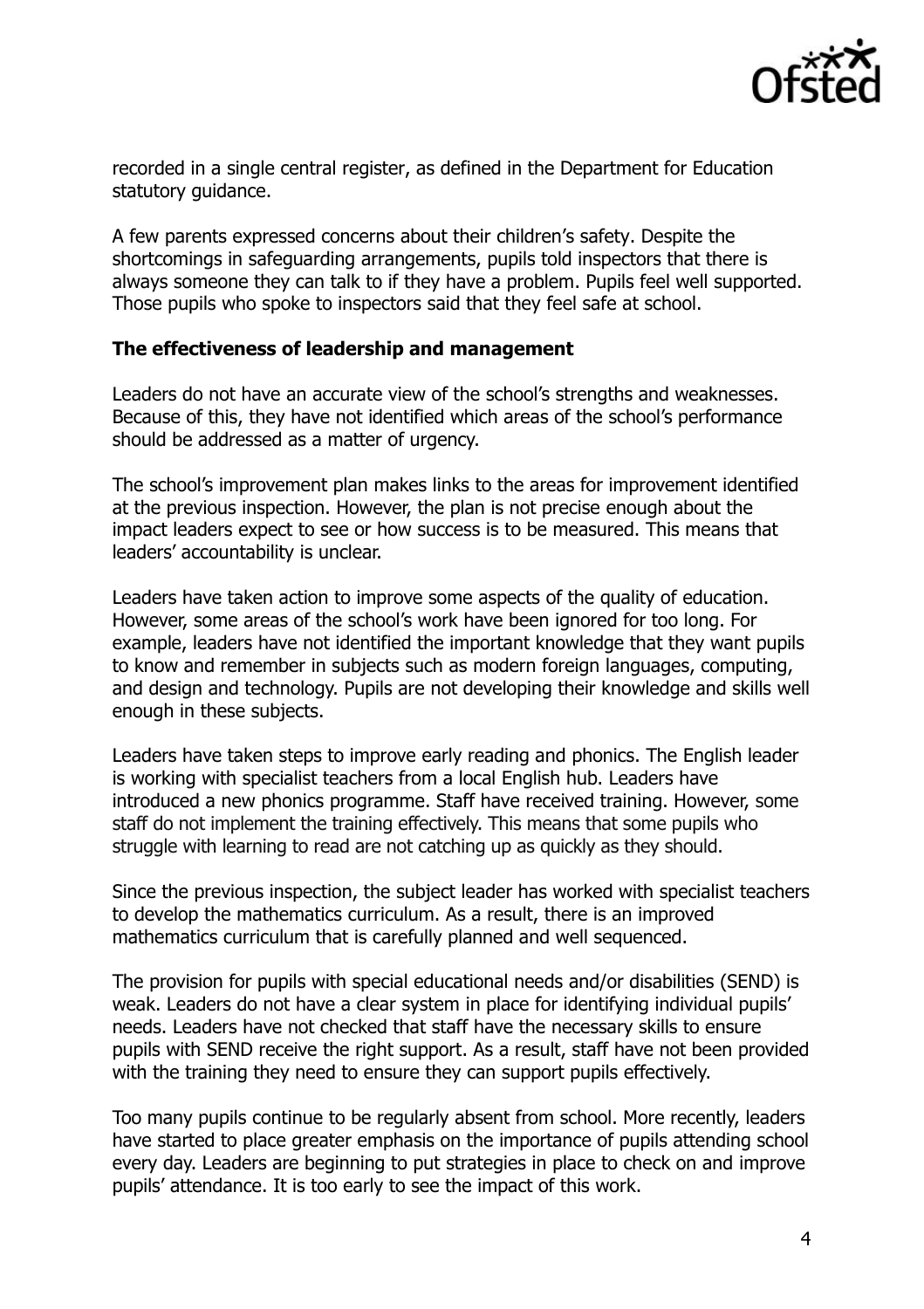recorded in a single central register, as defined in the Department for Education statutory guidance.

A few parents expressed concerns about their children's safety. Despite the shortcomings in safeguarding arrangements, pupils told inspectors that there is always someone they can talk to if they have a problem. Pupils feel well supported. Those pupils who spoke to inspectors said that they feel safe at school.

### The effectiveness of leadership and management

Leaders do not have an accurate view of the school's strengths and weaknesses. Because of this, they have not identified which areas of the school's performance should be addressed as a matter of urgency.

The school's improvement plan makes links to the areas for improvement identified at the previous inspection. However, the plan is not precise enough about the impact leaders expect to see or how success is to be measured. This means that leaders' accountability is unclear.

Leaders have taken action to improve some aspects of the quality of education. However, some areas of the school's work have been ignored for too long. For example, leaders have not identified the important knowledge that they want pupils to know and remember in subjects such as modern foreign languages, computing, and design and technology. Pupils are not developing their knowledge and skills well enough in these subjects.

Leaders have taken steps to improve early reading and phonics. The English leader is working with specialist teachers from a local English hub. Leaders have introduced a new phonics programme. Staff have received training. However, some staff do not implement the training effectively. This means that some pupils who struggle with learning to read are not catching up as quickly as they should.

Since the previous inspection, the subject leader has worked with specialist teachers to develop the mathematics curriculum. As a result, there is an improved mathematics curriculum that is carefully planned and well sequenced.

The provision for pupils with special educational needs and/or disabilities (SEND) is weak. Leaders do not have a clear system in place for identifying individual pupils' needs. Leaders have not checked that staff have the necessary skills to ensure pupils with SEND receive the right support. As a result, staff have not been provided with the training they need to ensure they can support pupils effectively.

Too many pupils continue to be regularly absent from school. More recently, leaders have started to place greater emphasis on the importance of pupils attending school every day. Leaders are beginning to put strategies in place to check on and improve pupils' attendance. It is too early to see the impact of this work.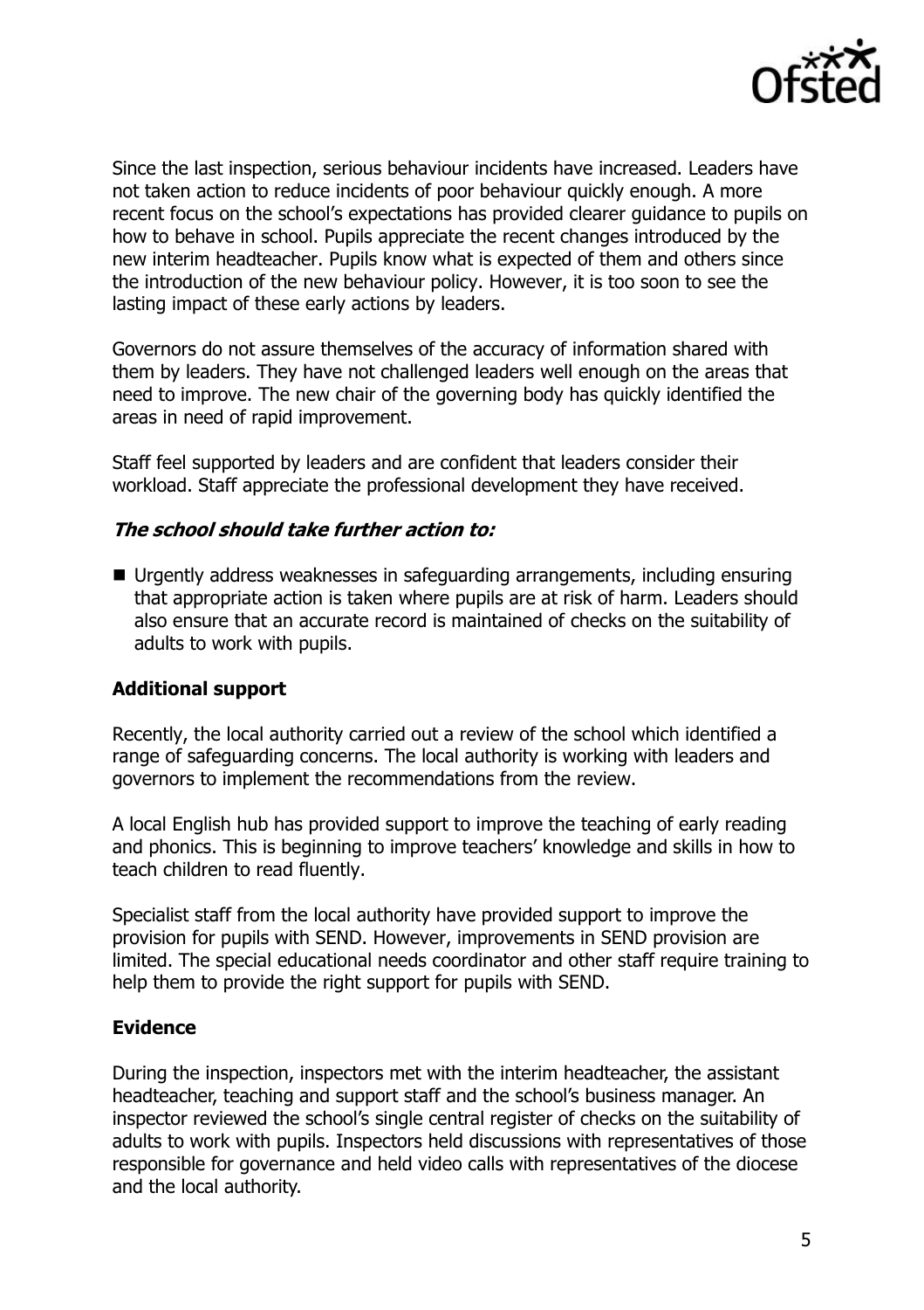Since the last inspection, serious behaviour incidents have increased. Leaders have not taken action to reduce incidents of poor behaviour quickly enough. A more recent focus on the school's expectations has provided clearer guidance to pupils on how to behave in school. Pupils appreciate the recent changes introduced by the new interim headteacher. Pupils know what is expected of them and others since the introduction of the new behaviour policy. However, it is too soon to see the lasting impact of these early actions by leaders.

Governors do not assure themselves of the accuracy of information shared with them by leaders. They have not challenged leaders well enough on the areas that need to improve. The new chair of the governing body has quickly identified the areas in need of rapid improvement.

Staff feel supported by leaders and are confident that leaders consider their workload. Staff appreciate the professional development they have received.

### *The school should take further action to:*

- Urgently address weaknesses in safeguarding arrangements, including ensuring that appropriate action is taken where pupils are at risk of harm. Leaders should also ensure that an accurate record is maintained of checks on the suitability of adults to work with pupils.

### Additional support

Recently, the local authority carried out a review of the school which identified a range of safeguarding concerns. The local authority is working with leaders and governors to implement the recommendations from the review.

A local English hub has provided support to improve the teaching of early reading and phonics. This is beginning to improve teachers' knowledge and skills in how to teach children to read fluently.

Specialist staff from the local authority have provided support to improve the provision for pupils with SEND. However, improvements in SEND provision are limited. The special educational needs coordinator and other staff require training to help them to provide the right support for pupils with SEND.

### Evidence

During the inspection, inspectors met with the interim headteacher, the assistant headteacher, teaching and support staff and the school's business manager. An inspector reviewed the school's single central register of checks on the suitability of adults to work with pupils. Inspectors held discussions with representatives of those responsible for governance and held video calls with representatives of the diocese and the local authority.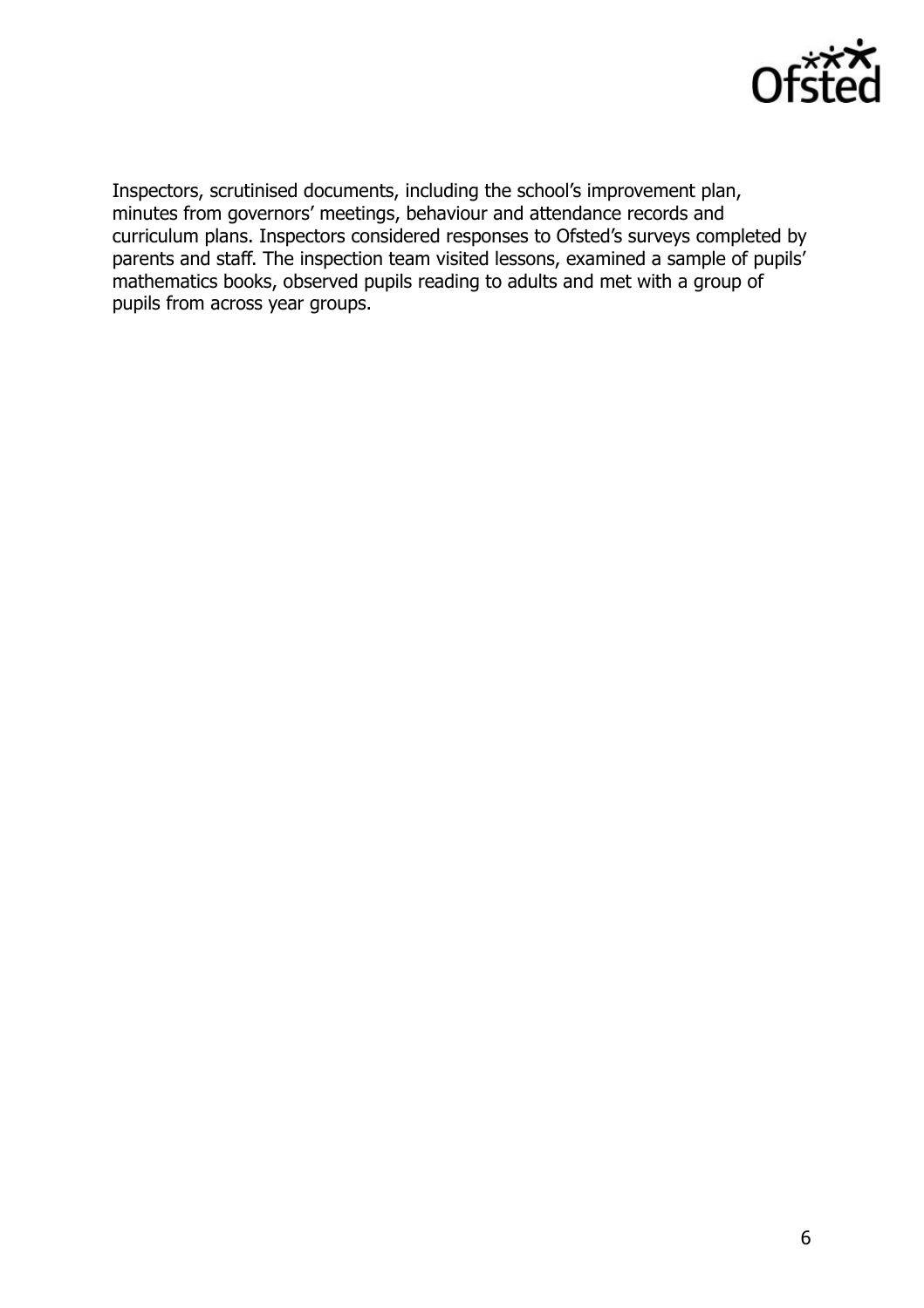Inspectors, scrutinised documents, including the school's improvement plan, minutes from governors' meetings, behaviour and attendance records and curriculum plans. Inspectors considered responses to Ofsted's surveys completed by parents and staff. The inspection team visited lessons, examined a sample of pupils' mathematics books, observed pupils reading to adults and met with a group of pupils from across year groups.